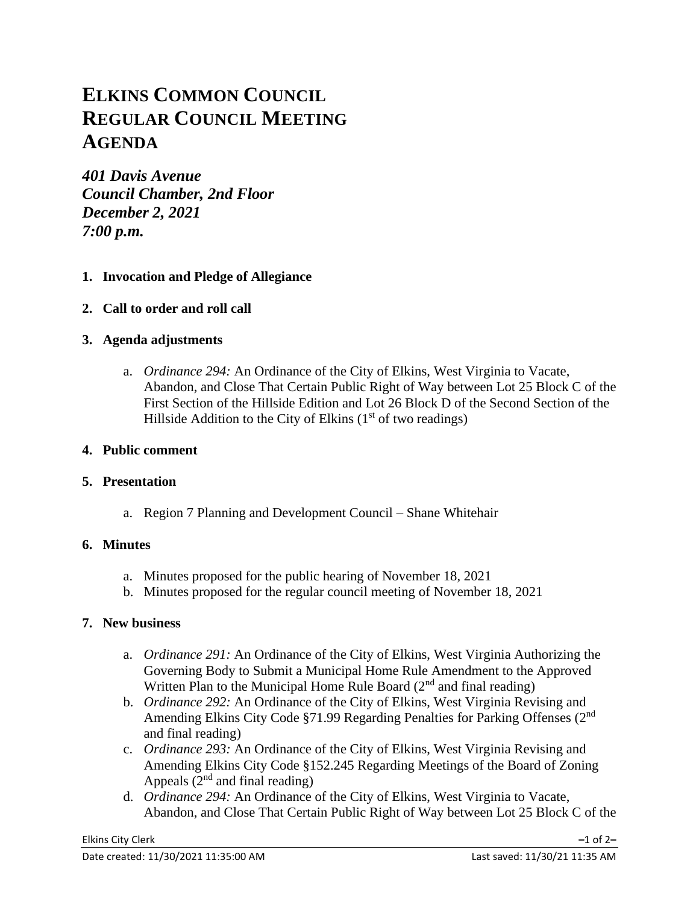# ELKINS COMMON COUNCIL
# REGULAR COUNCIL MEETING
# AGENDA

***401 Davis Avenue***
***Council Chamber, 2nd Floor***
***December 2, 2021***
***7:00 p.m.***

1. **Invocation and Pledge of Allegiance**

2. **Call to order and roll call**

3. **Agenda adjustments**

   a. *Ordinance 294:* An Ordinance of the City of Elkins, West Virginia to Vacate, Abandon, and Close That Certain Public Right of Way between Lot 25 Block C of the First Section of the Hillside Edition and Lot 26 Block D of the Second Section of the Hillside Addition to the City of Elkins (1st of two readings)

4. **Public comment**

5. **Presentation**

   a. Region 7 Planning and Development Council – Shane Whitehair

6. **Minutes**

   a. Minutes proposed for the public hearing of November 18, 2021
   b. Minutes proposed for the regular council meeting of November 18, 2021

7. **New business**

   a. *Ordinance 291:* An Ordinance of the City of Elkins, West Virginia Authorizing the Governing Body to Submit a Municipal Home Rule Amendment to the Approved Written Plan to the Municipal Home Rule Board (2nd and final reading)
   b. *Ordinance 292:* An Ordinance of the City of Elkins, West Virginia Revising and Amending Elkins City Code §71.99 Regarding Penalties for Parking Offenses (2nd and final reading)
   c. *Ordinance 293:* An Ordinance of the City of Elkins, West Virginia Revising and Amending Elkins City Code §152.245 Regarding Meetings of the Board of Zoning Appeals (2nd and final reading)
   d. *Ordinance 294:* An Ordinance of the City of Elkins, West Virginia to Vacate, Abandon, and Close That Certain Public Right of Way between Lot 25 Block C of the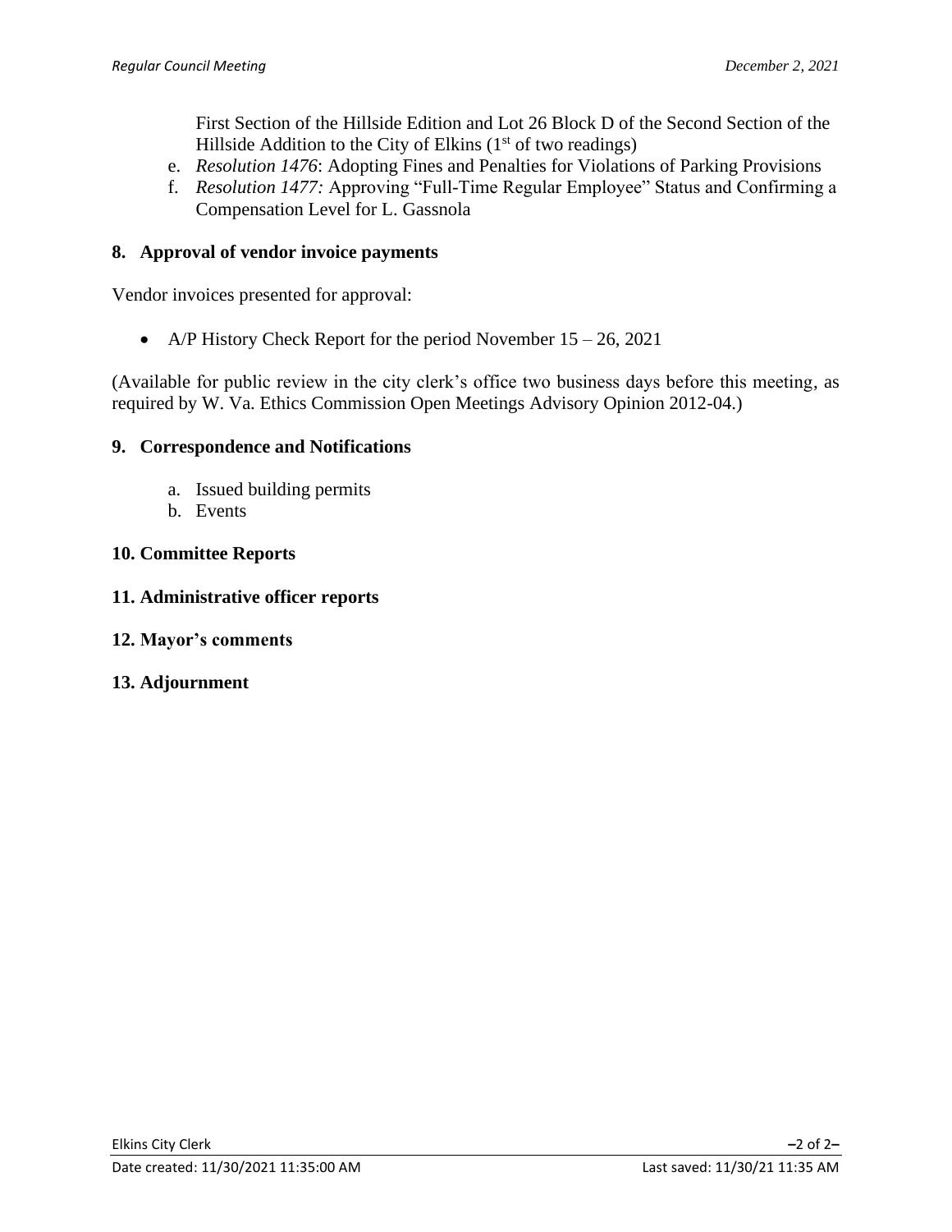First Section of the Hillside Edition and Lot 26 Block D of the Second Section of the Hillside Addition to the City of Elkins (1st of two readings)

e. *Resolution 1476*: Adopting Fines and Penalties for Violations of Parking Provisions
f. *Resolution 1477:* Approving "Full-Time Regular Employee" Status and Confirming a Compensation Level for L. Gassnola

**8. Approval of vendor invoice payments**

Vendor invoices presented for approval:

- A/P History Check Report for the period November 15 – 26, 2021

(Available for public review in the city clerk's office two business days before this meeting, as required by W. Va. Ethics Commission Open Meetings Advisory Opinion 2012-04.)

**9. Correspondence and Notifications**

a. Issued building permits
b. Events

**10. Committee Reports**

**11. Administrative officer reports**

**12. Mayor's comments**

**13. Adjournment**